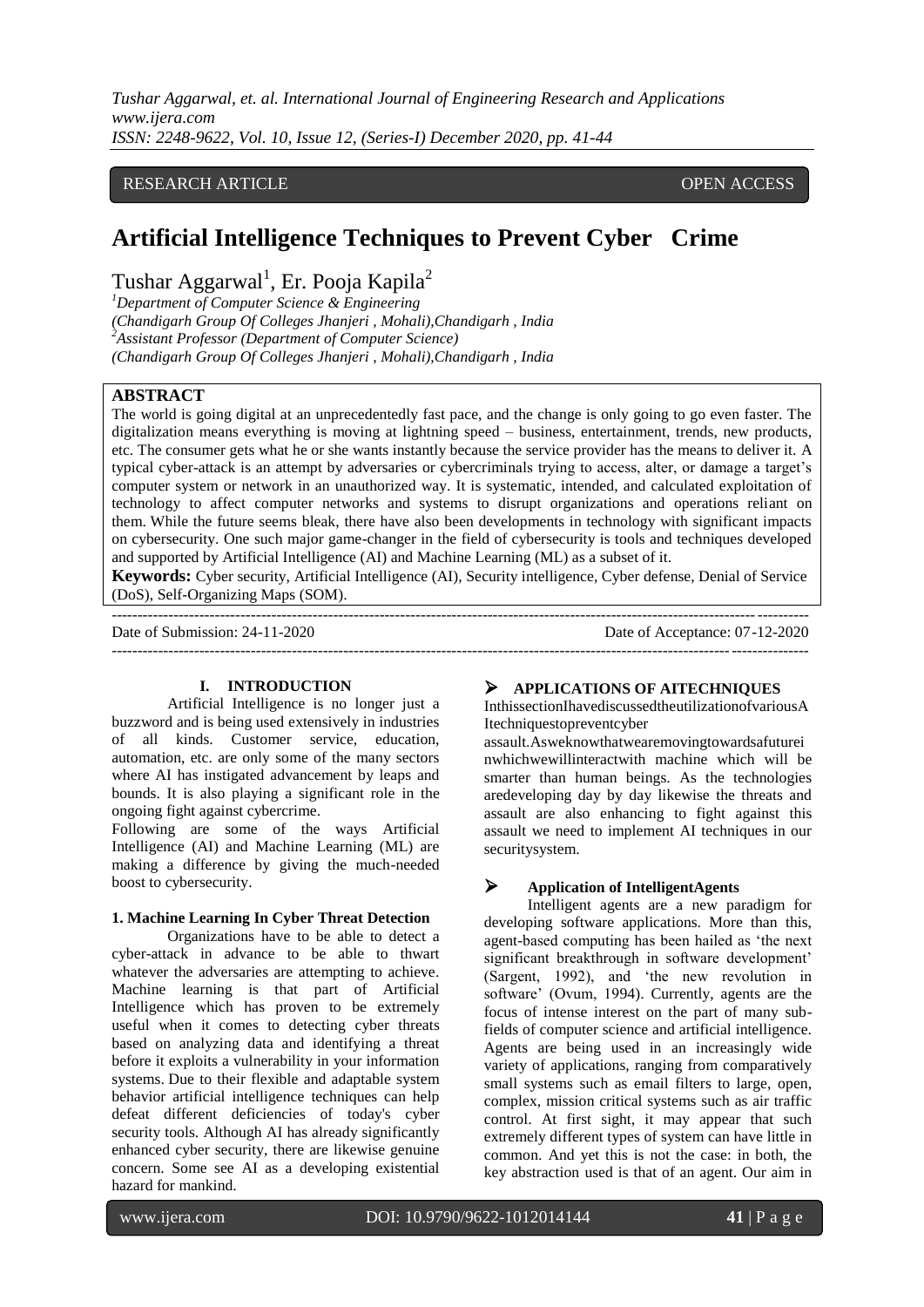RESEARCH ARTICLE OPEN ACCESS

# Artificial Intelligence Techniques to Prevent Cyber Crime

Tushar Aggarwal[1], Er. Pooja Kapila[2]

[1]*Department of Computer Science & Engineering*
*(Chandigarh Group Of Colleges Jhanjeri , Mohali),Chandigarh , India*
[2]*Assistant Professor (Department of Computer Science)*
*(Chandigarh Group Of Colleges Jhanjeri , Mohali),Chandigarh , India*

## ABSTRACT

The world is going digital at an unprecedentedly fast pace, and the change is only going to go even faster. The digitalization means everything is moving at lightning speed – business, entertainment, trends, new products, etc. The consumer gets what he or she wants instantly because the service provider has the means to deliver it. A typical cyber-attack is an attempt by adversaries or cybercriminals trying to access, alter, or damage a target's computer system or network in an unauthorized way. It is systematic, intended, and calculated exploitation of technology to affect computer networks and systems to disrupt organizations and operations reliant on them. While the future seems bleak, there have also been developments in technology with significant impacts on cybersecurity. One such major game-changer in the field of cybersecurity is tools and techniques developed and supported by Artificial Intelligence (AI) and Machine Learning (ML) as a subset of it.

**Keywords:** Cyber security, Artificial Intelligence (AI), Security intelligence, Cyber defense, Denial of Service (DoS), Self-Organizing Maps (SOM).

Date of Submission: 24-11-2020 Date of Acceptance: 07-12-2020

## I. INTRODUCTION

Artificial Intelligence is no longer just a buzzword and is being used extensively in industries of all kinds. Customer service, education, automation, etc. are only some of the many sectors where AI has instigated advancement by leaps and bounds. It is also playing a significant role in the ongoing fight against cybercrime.

Following are some of the ways Artificial Intelligence (AI) and Machine Learning (ML) are making a difference by giving the much-needed boost to cybersecurity.

### 1. Machine Learning In Cyber Threat Detection

Organizations have to be able to detect a cyber-attack in advance to be able to thwart whatever the adversaries are attempting to achieve. Machine learning is that part of Artificial Intelligence which has proven to be extremely useful when it comes to detecting cyber threats based on analyzing data and identifying a threat before it exploits a vulnerability in your information systems. Due to their flexible and adaptable system behavior artificial intelligence techniques can help defeat different deficiencies of today's cyber security tools. Although AI has already significantly enhanced cyber security, there are likewise genuine concern. Some see AI as a developing existential hazard for mankind.

### ➢ APPLICATIONS OF AITECHNIQUES

InthissectionIhavediscussedtheutilizationofvariousAItechniquestopreventcyber assault.Asweknowthatwearemovingtowardsafuturei nwhichwewillinteractwith machine which will be smarter than human beings. As the technologies aredeveloping day by day likewise the threats and assault are also enhancing to fight against this assault we need to implement AI techniques in our securitysystem.

### ➢ Application of IntelligentAgents

Intelligent agents are a new paradigm for developing software applications. More than this, agent-based computing has been hailed as 'the next significant breakthrough in software development' (Sargent, 1992), and 'the new revolution in software' (Ovum, 1994). Currently, agents are the focus of intense interest on the part of many sub-fields of computer science and artificial intelligence. Agents are being used in an increasingly wide variety of applications, ranging from comparatively small systems such as email filters to large, open, complex, mission critical systems such as air traffic control. At first sight, it may appear that such extremely different types of system can have little in common. And yet this is not the case: in both, the key abstraction used is that of an agent. Our aim in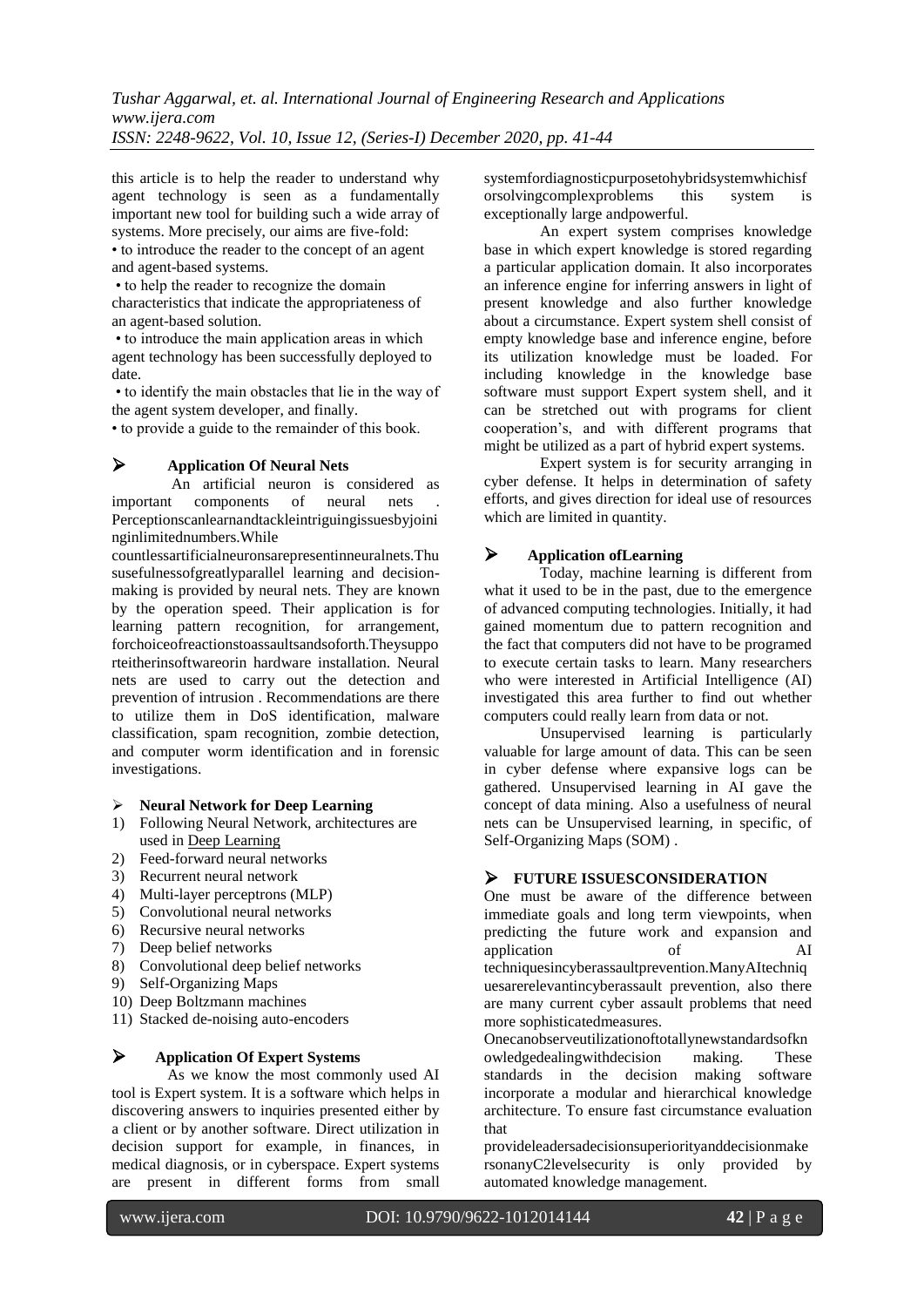this article is to help the reader to understand why agent technology is seen as a fundamentally important new tool for building such a wide array of systems. More precisely, our aims are five-fold:

• to introduce the reader to the concept of an agent and agent-based systems.

• to help the reader to recognize the domain characteristics that indicate the appropriateness of an agent-based solution.

• to introduce the main application areas in which agent technology has been successfully deployed to date.

• to identify the main obstacles that lie in the way of the agent system developer, and finally.

• to provide a guide to the remainder of this book.

## Application Of Neural Nets

An artificial neuron is considered as important components of neural nets . Perceptionscanlearnandtackleintriguingissuesbyjoininginlimitednumbers.While countlessartificialneuronsarepresentinneuralnets.Thususefulnessofgreatlyparallel learning and decision-making is provided by neural nets. They are known by the operation speed. Their application is for learning pattern recognition, for arrangement, forchoiceofreactionstoassaultsandsoforth.Theysupporteitherinsoftwareorin hardware installation. Neural nets are used to carry out the detection and prevention of intrusion . Recommendations are there to utilize them in DoS identification, malware classification, spam recognition, zombie detection, and computer worm identification and in forensic investigations.

## Neural Network for Deep Learning

1) Following Neural Network, architectures are used in Deep Learning
2) Feed-forward neural networks
3) Recurrent neural network
4) Multi-layer perceptrons (MLP)
5) Convolutional neural networks
6) Recursive neural networks
7) Deep belief networks
8) Convolutional deep belief networks
9) Self-Organizing Maps
10) Deep Boltzmann machines
11) Stacked de-noising auto-encoders

## Application Of Expert Systems

As we know the most commonly used AI tool is Expert system. It is a software which helps in discovering answers to inquiries presented either by a client or by another software. Direct utilization in decision support for example, in finances, in medical diagnosis, or in cyberspace. Expert systems are present in different forms from small systemfordiagnosticpurposetohybridsystemwhichisforsolvingcomplexproblems this system is exceptionally large andpowerful.

An expert system comprises knowledge base in which expert knowledge is stored regarding a particular application domain. It also incorporates an inference engine for inferring answers in light of present knowledge and also further knowledge about a circumstance. Expert system shell consist of empty knowledge base and inference engine, before its utilization knowledge must be loaded. For including knowledge in the knowledge base software must support Expert system shell, and it can be stretched out with programs for client cooperation's, and with different programs that might be utilized as a part of hybrid expert systems.

Expert system is for security arranging in cyber defense. It helps in determination of safety efforts, and gives direction for ideal use of resources which are limited in quantity.

## Application ofLearning

Today, machine learning is different from what it used to be in the past, due to the emergence of advanced computing technologies. Initially, it had gained momentum due to pattern recognition and the fact that computers did not have to be programed to execute certain tasks to learn. Many researchers who were interested in Artificial Intelligence (AI) investigated this area further to find out whether computers could really learn from data or not.

Unsupervised learning is particularly valuable for large amount of data. This can be seen in cyber defense where expansive logs can be gathered. Unsupervised learning in AI gave the concept of data mining. Also a usefulness of neural nets can be Unsupervised learning, in specific, of Self-Organizing Maps (SOM) .

## FUTURE ISSUESCONSIDERATION

One must be aware of the difference between immediate goals and long term viewpoints, when predicting the future work and expansion and application of AI techniquesincyberassaultprevention.ManyAItechniquesarerelevantincyberassault prevention, also there are many current cyber assault problems that need more sophisticatedmeasures.

Onecanobserveutilizationoftotallynewstandardsofknowledgedealingwithdecision making. These standards in the decision making software incorporate a modular and hierarchical knowledge architecture. To ensure fast circumstance evaluation that provideleadersadecisionsuperiorityanddecisionmakersonanyC2levelsecurity is only provided by automated knowledge management.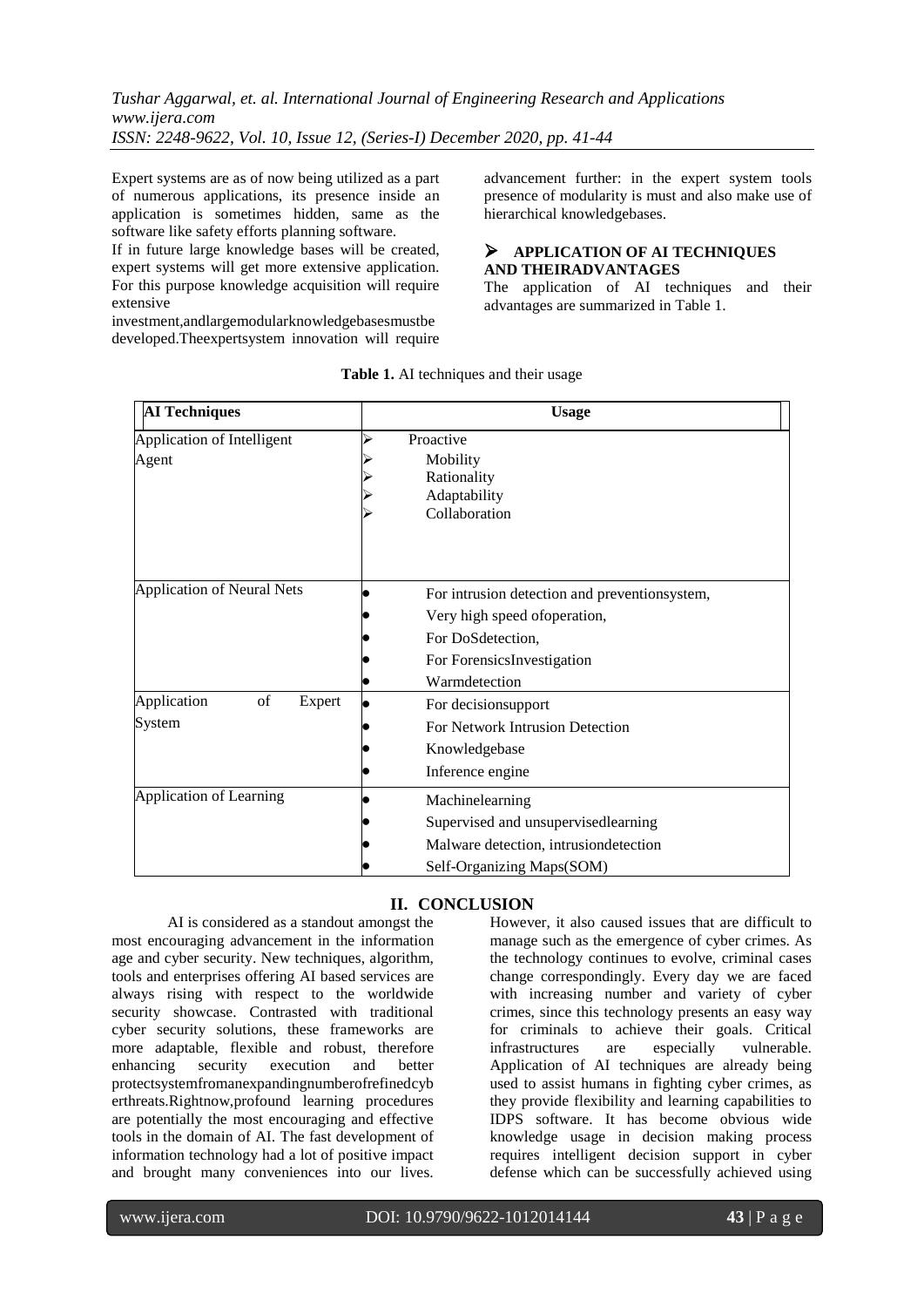Expert systems are as of now being utilized as a part of numerous applications, its presence inside an application is sometimes hidden, same as the software like safety efforts planning software.

If in future large knowledge bases will be created, expert systems will get more extensive application. For this purpose knowledge acquisition will require extensive investment,andlargemodularknowledgebasesmustbe developed.Theexpertsystem innovation will require advancement further: in the expert system tools presence of modularity is must and also make use of hierarchical knowledgebases.

### ➢ APPLICATION OF AI TECHNIQUES AND THEIRADVANTAGES

The application of AI techniques and their advantages are summarized in Table 1.

**Table 1.** AI techniques and their usage

| AI Techniques | Usage |
|---|---|
| Application of Intelligent Agent | ➢ Proactive<br>➢ Mobility<br>➢ Rationality<br>➢ Adaptability<br>➢ Collaboration |
| Application of Neural Nets | • For intrusion detection and preventionsystem,<br>• Very high speed ofoperation,<br>• For DoSdetection,<br>• For ForensicsInvestigation<br>• Warmdetection |
| Application of Expert System | • For decisionsupport<br>• For Network Intrusion Detection<br>• Knowledgebase<br>• Inference engine |
| Application of Learning | • Machinelearning<br>• Supervised and unsupervisedlearning<br>• Malware detection, intrusiondetection<br>• Self-Organizing Maps(SOM) |

## II. CONCLUSION

AI is considered as a standout amongst the most encouraging advancement in the information age and cyber security. New techniques, algorithm, tools and enterprises offering AI based services are always rising with respect to the worldwide security showcase. Contrasted with traditional cyber security solutions, these frameworks are more adaptable, flexible and robust, therefore enhancing security execution and better protectsystemfromanexpandingnumberofrefinedcyberthreats.Rightnow,profound learning procedures are potentially the most encouraging and effective tools in the domain of AI. The fast development of information technology had a lot of positive impact and brought many conveniences into our lives. However, it also caused issues that are difficult to manage such as the emergence of cyber crimes. As the technology continues to evolve, criminal cases change correspondingly. Every day we are faced with increasing number and variety of cyber crimes, since this technology presents an easy way for criminals to achieve their goals. Critical infrastructures are especially vulnerable. Application of AI techniques are already being used to assist humans in fighting cyber crimes, as they provide flexibility and learning capabilities to IDPS software. It has become obvious wide knowledge usage in decision making process requires intelligent decision support in cyber defense which can be successfully achieved using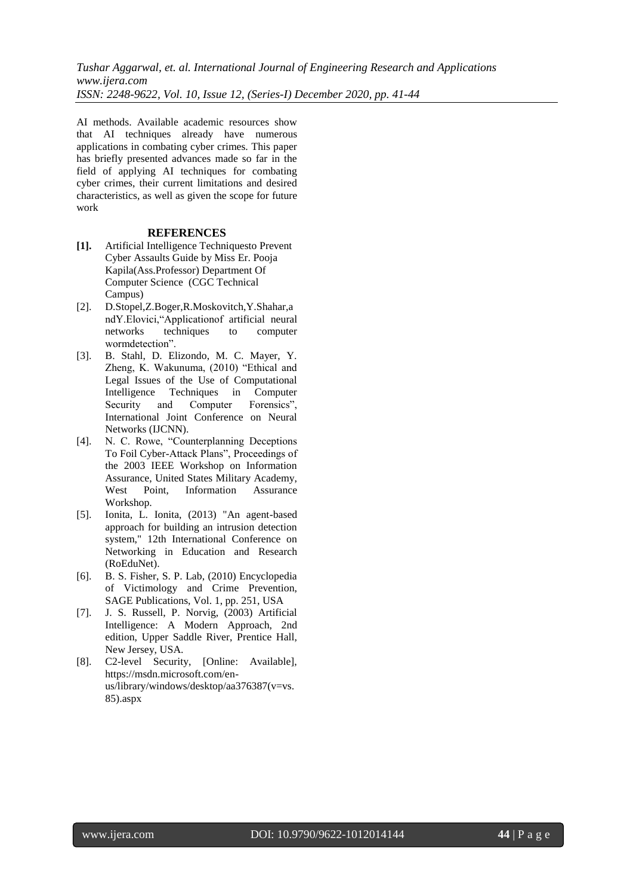AI methods. Available academic resources show that AI techniques already have numerous applications in combating cyber crimes. This paper has briefly presented advances made so far in the field of applying AI techniques for combating cyber crimes, their current limitations and desired characteristics, as well as given the scope for future work

## REFERENCES

**[1].** Artificial Intelligence Techniquesto Prevent Cyber Assaults Guide by Miss Er. Pooja Kapila(Ass.Professor) Department Of Computer Science (CGC Technical Campus)

[2]. D.Stopel,Z.Boger,R.Moskovitch,Y.Shahar,andY.Elovici,"Applicationof artificial neural networks techniques to computer wormdetection".

[3]. B. Stahl, D. Elizondo, M. C. Mayer, Y. Zheng, K. Wakunuma, (2010) "Ethical and Legal Issues of the Use of Computational Intelligence Techniques in Computer Security and Computer Forensics", International Joint Conference on Neural Networks (IJCNN).

[4]. N. C. Rowe, "Counterplanning Deceptions To Foil Cyber-Attack Plans", Proceedings of the 2003 IEEE Workshop on Information Assurance, United States Military Academy, West Point, Information Assurance Workshop.

[5]. Ionita, L. Ionita, (2013) "An agent-based approach for building an intrusion detection system," 12th International Conference on Networking in Education and Research (RoEduNet).

[6]. B. S. Fisher, S. P. Lab, (2010) Encyclopedia of Victimology and Crime Prevention, SAGE Publications, Vol. 1, pp. 251, USA

[7]. J. S. Russell, P. Norvig, (2003) Artificial Intelligence: A Modern Approach, 2nd edition, Upper Saddle River, Prentice Hall, New Jersey, USA.

[8]. C2-level Security, [Online: Available], https://msdn.microsoft.com/en-us/library/windows/desktop/aa376387(v=vs.85).aspx